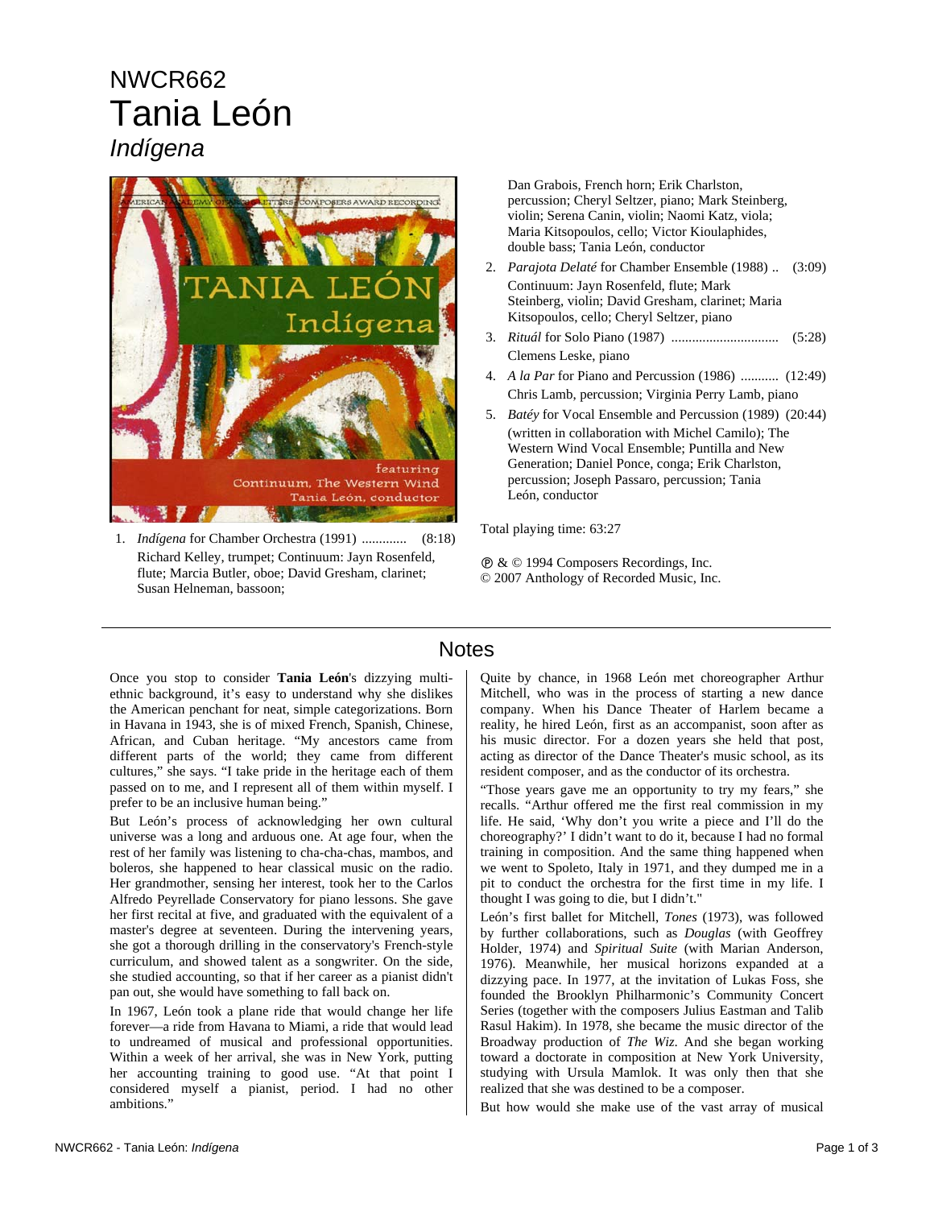NWCR662

# Tania León

## *Indígena*

1. *Indígena* for Chamber Orchestra (1991) ............. (8:18)
   Richard Kelley, trumpet; Continuum: Jayn Rosenfeld, flute; Marcia Butler, oboe; David Gresham, clarinet; Susan Helneman, bassoon; Dan Grabois, French horn; Erik Charlston, percussion; Cheryl Seltzer, piano; Mark Steinberg, violin; Serena Canin, violin; Naomi Katz, viola; Maria Kitsopoulos, cello; Victor Kioulaphides, double bass; Tania León, conductor
2. *Parajota Delaté* for Chamber Ensemble (1988) .. (3:09)
   Continuum: Jayn Rosenfeld, flute; Mark Steinberg, violin; David Gresham, clarinet; Maria Kitsopoulos, cello; Cheryl Seltzer, piano
3. *Rituál* for Solo Piano (1987) .............................. (5:28)
   Clemens Leske, piano
4. *A la Par* for Piano and Percussion (1986) ........... (12:49)
   Chris Lamb, percussion; Virginia Perry Lamb, piano
5. *Batéy* for Vocal Ensemble and Percussion (1989) (20:44)
   (written in collaboration with Michel Camilo); The Western Wind Vocal Ensemble; Puntilla and New Generation; Daniel Ponce, conga; Erik Charlston, percussion; Joseph Passaro, percussion; Tania León, conductor

Total playing time: 63:27

℗ & © 1994 Composers Recordings, Inc.
© 2007 Anthology of Recorded Music, Inc.

## Notes

Once you stop to consider **Tania León**'s dizzying multi-ethnic background, it's easy to understand why she dislikes the American penchant for neat, simple categorizations. Born in Havana in 1943, she is of mixed French, Spanish, Chinese, African, and Cuban heritage. "My ancestors came from different parts of the world; they came from different cultures," she says. "I take pride in the heritage each of them passed on to me, and I represent all of them within myself. I prefer to be an inclusive human being."

But León's process of acknowledging her own cultural universe was a long and arduous one. At age four, when the rest of her family was listening to cha-cha-chas, mambos, and boleros, she happened to hear classical music on the radio. Her grandmother, sensing her interest, took her to the Carlos Alfredo Peyrellade Conservatory for piano lessons. She gave her first recital at five, and graduated with the equivalent of a master's degree at seventeen. During the intervening years, she got a thorough drilling in the conservatory's French-style curriculum, and showed talent as a songwriter. On the side, she studied accounting, so that if her career as a pianist didn't pan out, she would have something to fall back on.

In 1967, León took a plane ride that would change her life forever—a ride from Havana to Miami, a ride that would lead to undreamed of musical and professional opportunities. Within a week of her arrival, she was in New York, putting her accounting training to good use. "At that point I considered myself a pianist, period. I had no other ambitions."

Quite by chance, in 1968 León met choreographer Arthur Mitchell, who was in the process of starting a new dance company. When his Dance Theater of Harlem became a reality, he hired León, first as an accompanist, soon after as his music director. For a dozen years she held that post, acting as director of the Dance Theater's music school, as its resident composer, and as the conductor of its orchestra.

"Those years gave me an opportunity to try my fears," she recalls. "Arthur offered me the first real commission in my life. He said, 'Why don't you write a piece and I'll do the choreography?' I didn't want to do it, because I had no formal training in composition. And the same thing happened when we went to Spoleto, Italy in 1971, and they dumped me in a pit to conduct the orchestra for the first time in my life. I thought I was going to die, but I didn't."

León's first ballet for Mitchell, *Tones* (1973), was followed by further collaborations, such as *Douglas* (with Geoffrey Holder, 1974) and *Spiritual Suite* (with Marian Anderson, 1976). Meanwhile, her musical horizons expanded at a dizzying pace. In 1977, at the invitation of Lukas Foss, she founded the Brooklyn Philharmonic's Community Concert Series (together with the composers Julius Eastman and Talib Rasul Hakim). In 1978, she became the music director of the Broadway production of *The Wiz*. And she began working toward a doctorate in composition at New York University, studying with Ursula Mamlok. It was only then that she realized that she was destined to be a composer.

But how would she make use of the vast array of musical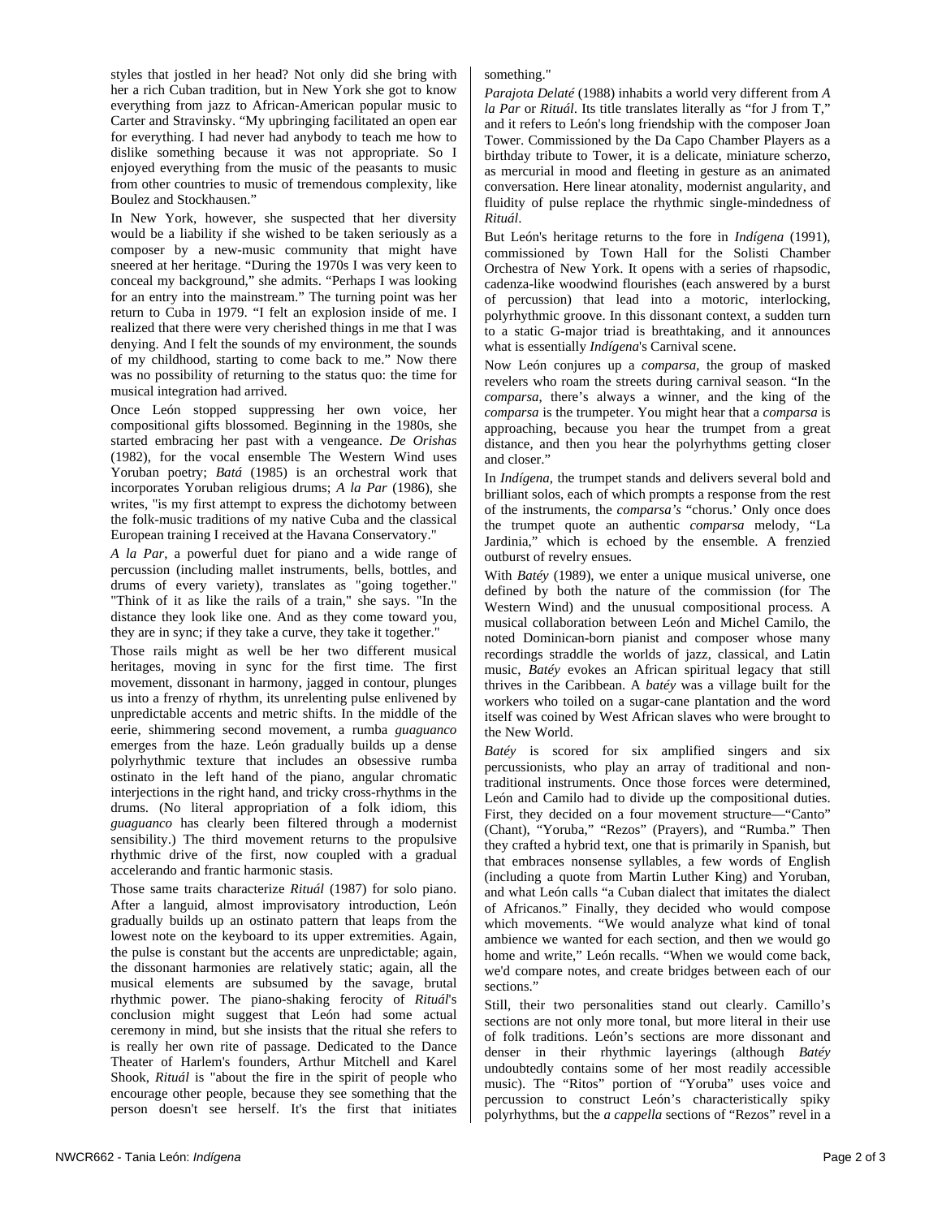styles that jostled in her head? Not only did she bring with her a rich Cuban tradition, but in New York she got to know everything from jazz to African-American popular music to Carter and Stravinsky. “My upbringing facilitated an open ear for everything. I had never had anybody to teach me how to dislike something because it was not appropriate. So I enjoyed everything from the music of the peasants to music from other countries to music of tremendous complexity, like Boulez and Stockhausen.”

In New York, however, she suspected that her diversity would be a liability if she wished to be taken seriously as a composer by a new-music community that might have sneered at her heritage. “During the 1970s I was very keen to conceal my background,” she admits. “Perhaps I was looking for an entry into the mainstream.” The turning point was her return to Cuba in 1979. “I felt an explosion inside of me. I realized that there were very cherished things in me that I was denying. And I felt the sounds of my environment, the sounds of my childhood, starting to come back to me.” Now there was no possibility of returning to the status quo: the time for musical integration had arrived.

Once León stopped suppressing her own voice, her compositional gifts blossomed. Beginning in the 1980s, she started embracing her past with a vengeance. *De Orishas* (1982), for the vocal ensemble The Western Wind uses Yoruban poetry; *Batá* (1985) is an orchestral work that incorporates Yoruban religious drums; *A la Par* (1986), she writes, "is my first attempt to express the dichotomy between the folk-music traditions of my native Cuba and the classical European training I received at the Havana Conservatory."

*A la Par*, a powerful duet for piano and a wide range of percussion (including mallet instruments, bells, bottles, and drums of every variety), translates as "going together." "Think of it as like the rails of a train," she says. "In the distance they look like one. And as they come toward you, they are in sync; if they take a curve, they take it together."

Those rails might as well be her two different musical heritages, moving in sync for the first time. The first movement, dissonant in harmony, jagged in contour, plunges us into a frenzy of rhythm, its unrelenting pulse enlivened by unpredictable accents and metric shifts. In the middle of the eerie, shimmering second movement, a rumba *guaguanco* emerges from the haze. León gradually builds up a dense polyrhythmic texture that includes an obsessive rumba ostinato in the left hand of the piano, angular chromatic interjections in the right hand, and tricky cross-rhythms in the drums. (No literal appropriation of a folk idiom, this *guaguanco* has clearly been filtered through a modernist sensibility.) The third movement returns to the propulsive rhythmic drive of the first, now coupled with a gradual accelerando and frantic harmonic stasis.

Those same traits characterize *Rituál* (1987) for solo piano. After a languid, almost improvisatory introduction, León gradually builds up an ostinato pattern that leaps from the lowest note on the keyboard to its upper extremities. Again, the pulse is constant but the accents are unpredictable; again, the dissonant harmonies are relatively static; again, all the musical elements are subsumed by the savage, brutal rhythmic power. The piano-shaking ferocity of *Rituál*'s conclusion might suggest that León had some actual ceremony in mind, but she insists that the ritual she refers to is really her own rite of passage. Dedicated to the Dance Theater of Harlem's founders, Arthur Mitchell and Karel Shook, *Rituál* is "about the fire in the spirit of people who encourage other people, because they see something that the person doesn't see herself. It's the first that initiates something."

*Parajota Delaté* (1988) inhabits a world very different from *A la Par* or *Rituál*. Its title translates literally as “for J from T,” and it refers to León's long friendship with the composer Joan Tower. Commissioned by the Da Capo Chamber Players as a birthday tribute to Tower, it is a delicate, miniature scherzo, as mercurial in mood and fleeting in gesture as an animated conversation. Here linear atonality, modernist angularity, and fluidity of pulse replace the rhythmic single-mindedness of *Rituál*.

But León's heritage returns to the fore in *Indígena* (1991), commissioned by Town Hall for the Solisti Chamber Orchestra of New York. It opens with a series of rhapsodic, cadenza-like woodwind flourishes (each answered by a burst of percussion) that lead into a motoric, interlocking, polyrhythmic groove. In this dissonant context, a sudden turn to a static G-major triad is breathtaking, and it announces what is essentially *Indígena*'s Carnival scene.

Now León conjures up a *comparsa*, the group of masked revelers who roam the streets during carnival season. “In the *comparsa*, there’s always a winner, and the king of the *comparsa* is the trumpeter. You might hear that a *comparsa* is approaching, because you hear the trumpet from a great distance, and then you hear the polyrhythms getting closer and closer.”

In *Indígena,* the trumpet stands and delivers several bold and brilliant solos, each of which prompts a response from the rest of the instruments, the *comparsa’s* “chorus.’ Only once does the trumpet quote an authentic *comparsa* melody, “La Jardinia,” which is echoed by the ensemble. A frenzied outburst of revelry ensues.

With *Batéy* (1989), we enter a unique musical universe, one defined by both the nature of the commission (for The Western Wind) and the unusual compositional process. A musical collaboration between León and Michel Camilo, the noted Dominican-born pianist and composer whose many recordings straddle the worlds of jazz, classical, and Latin music, *Batéy* evokes an African spiritual legacy that still thrives in the Caribbean. A *batéy* was a village built for the workers who toiled on a sugar-cane plantation and the word itself was coined by West African slaves who were brought to the New World.

*Batéy* is scored for six amplified singers and six percussionists, who play an array of traditional and non-traditional instruments. Once those forces were determined, León and Camilo had to divide up the compositional duties. First, they decided on a four movement structure—“Canto” (Chant), “Yoruba,” “Rezos” (Prayers), and “Rumba.” Then they crafted a hybrid text, one that is primarily in Spanish, but that embraces nonsense syllables, a few words of English (including a quote from Martin Luther King) and Yoruban, and what León calls “a Cuban dialect that imitates the dialect of Africanos.” Finally, they decided who would compose which movements. “We would analyze what kind of tonal ambience we wanted for each section, and then we would go home and write,” León recalls. “When we would come back, we'd compare notes, and create bridges between each of our sections.”

Still, their two personalities stand out clearly. Camillo’s sections are not only more tonal, but more literal in their use of folk traditions. León’s sections are more dissonant and denser in their rhythmic layerings (although *Batéy* undoubtedly contains some of her most readily accessible music). The “Ritos” portion of “Yoruba” uses voice and percussion to construct León’s characteristically spiky polyrhythms, but the *a cappella* sections of “Rezos” revel in a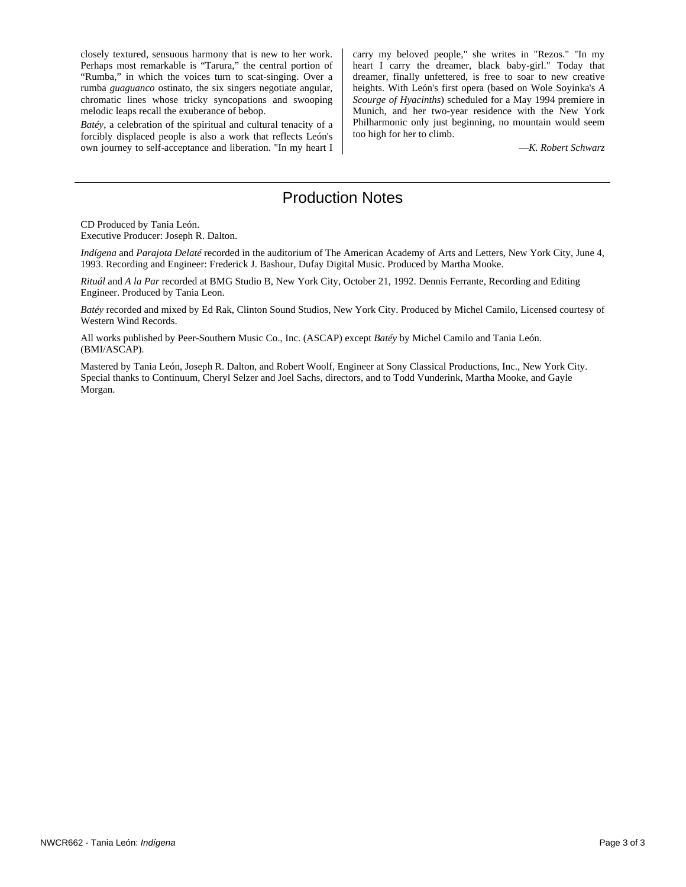closely textured, sensuous harmony that is new to her work. Perhaps most remarkable is “Tarura,” the central portion of “Rumba,” in which the voices turn to scat-singing. Over a rumba *guaguanco* ostinato, the six singers negotiate angular, chromatic lines whose tricky syncopations and swooping melodic leaps recall the exuberance of bebop.

*Batéy*, a celebration of the spiritual and cultural tenacity of a forcibly displaced people is also a work that reflects León's own journey to self-acceptance and liberation. "In my heart I carry my beloved people," she writes in "Rezos." "In my heart I carry the dreamer, black baby-girl." Today that dreamer, finally unfettered, is free to soar to new creative heights. With León's first opera (based on Wole Soyinka's *A Scourge of Hyacinths*) scheduled for a May 1994 premiere in Munich, and her two-year residence with the New York Philharmonic only just beginning, no mountain would seem too high for her to climb.

—*K. Robert Schwarz*

## Production Notes

CD Produced by Tania León.
Executive Producer: Joseph R. Dalton.

*Indígena* and *Parajota Delaté* recorded in the auditorium of The American Academy of Arts and Letters, New York City, June 4, 1993. Recording and Engineer: Frederick J. Bashour, Dufay Digital Music. Produced by Martha Mooke.

*Rituál* and *A la Par* recorded at BMG Studio B, New York City, October 21, 1992. Dennis Ferrante, Recording and Editing Engineer. Produced by Tania Leon.

*Batéy* recorded and mixed by Ed Rak, Clinton Sound Studios, New York City. Produced by Michel Camilo, Licensed courtesy of Western Wind Records.

All works published by Peer-Southern Music Co., Inc. (ASCAP) except *Batéy* by Michel Camilo and Tania León. (BMI/ASCAP).

Mastered by Tania León, Joseph R. Dalton, and Robert Woolf, Engineer at Sony Classical Productions, Inc., New York City. Special thanks to Continuum, Cheryl Selzer and Joel Sachs, directors, and to Todd Vunderink, Martha Mooke, and Gayle Morgan.